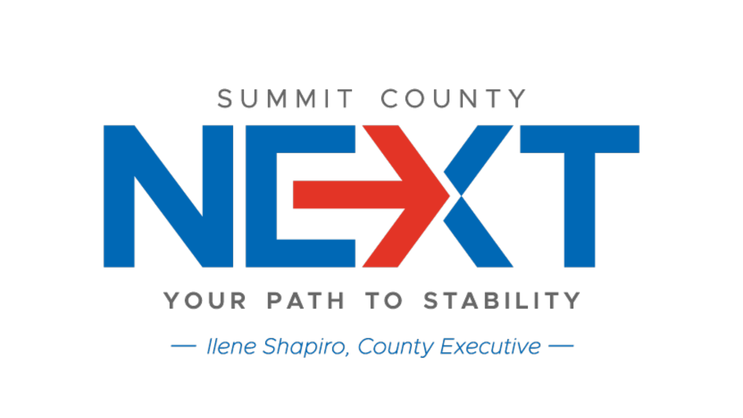SUMMIT COUNTY

# NEXT

YOUR PATH TO STABILITY

*— Ilene Shapiro, County Executive —*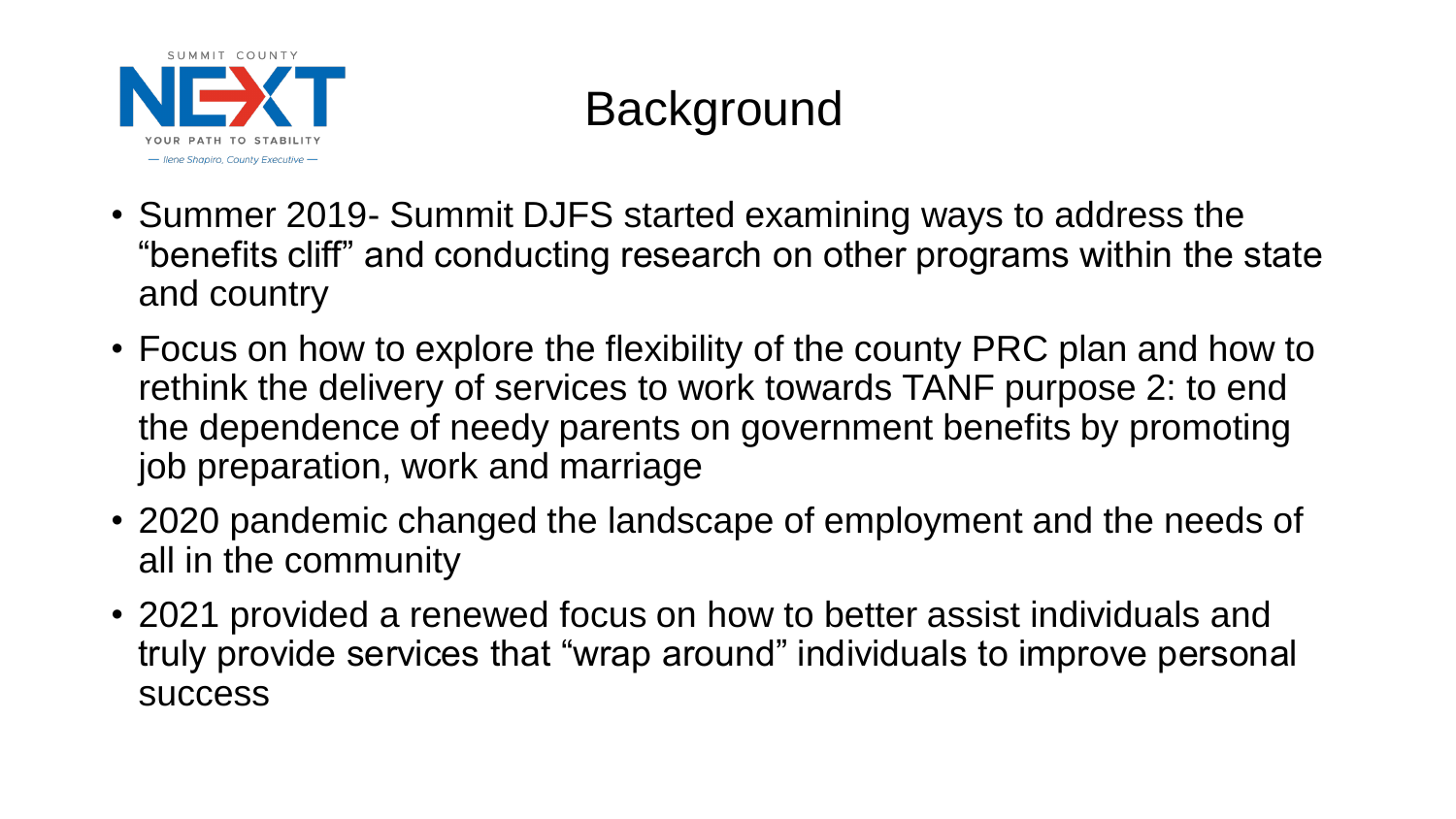# Background

- Summer 2019- Summit DJFS started examining ways to address the “benefits cliff” and conducting research on other programs within the state and country
- Focus on how to explore the flexibility of the county PRC plan and how to rethink the delivery of services to work towards TANF purpose 2: to end the dependence of needy parents on government benefits by promoting job preparation, work and marriage
- 2020 pandemic changed the landscape of employment and the needs of all in the community
- 2021 provided a renewed focus on how to better assist individuals and truly provide services that “wrap around” individuals to improve personal success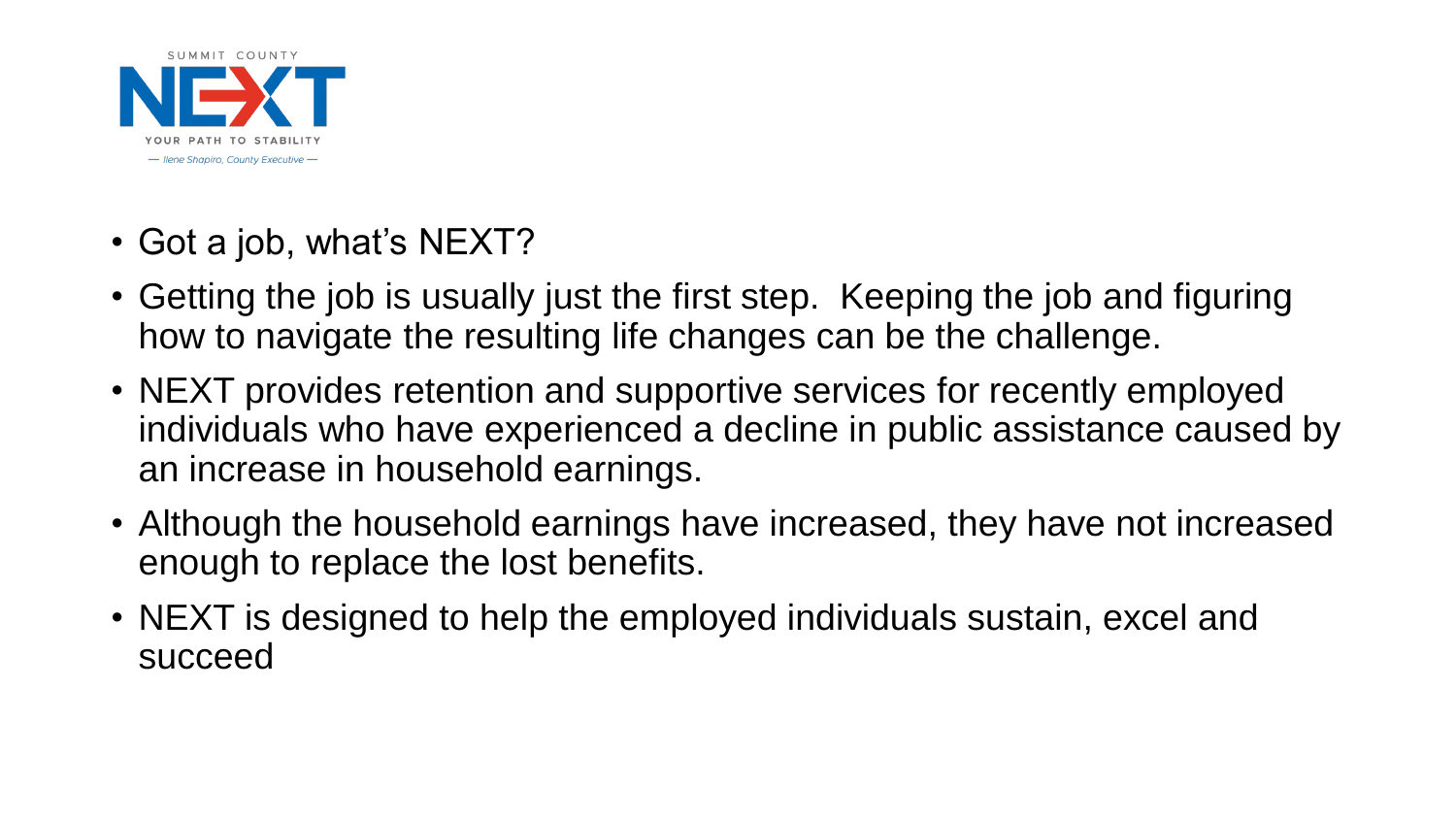SUMMIT COUNTY

NEXT

YOUR PATH TO STABILITY

— Ilene Shapiro, County Executive —

- Got a job, what's NEXT?
- Getting the job is usually just the first step. Keeping the job and figuring how to navigate the resulting life changes can be the challenge.
- NEXT provides retention and supportive services for recently employed individuals who have experienced a decline in public assistance caused by an increase in household earnings.
- Although the household earnings have increased, they have not increased enough to replace the lost benefits.
- NEXT is designed to help the employed individuals sustain, excel and succeed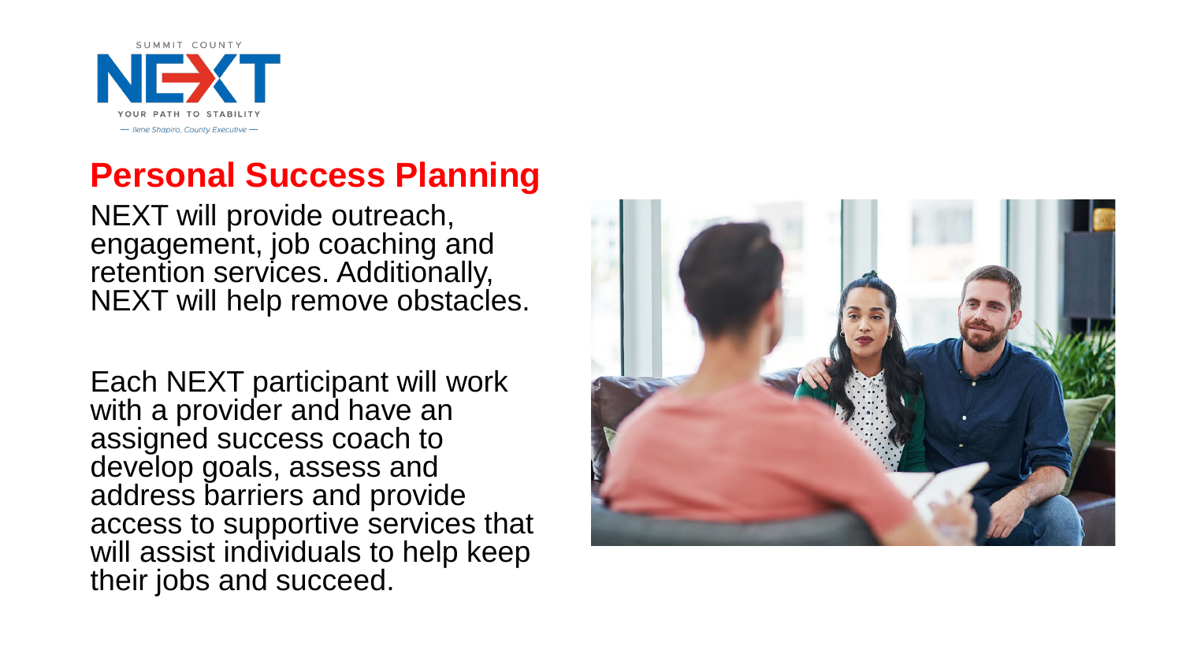SUMMIT COUNTY

NEXT

YOUR PATH TO STABILITY

— Ilene Shapiro, County Executive —

## Personal Success Planning

NEXT will provide outreach, engagement, job coaching and retention services. Additionally, NEXT will help remove obstacles.

Each NEXT participant will work with a provider and have an assigned success coach to develop goals, assess and address barriers and provide access to supportive services that will assist individuals to help keep their jobs and succeed.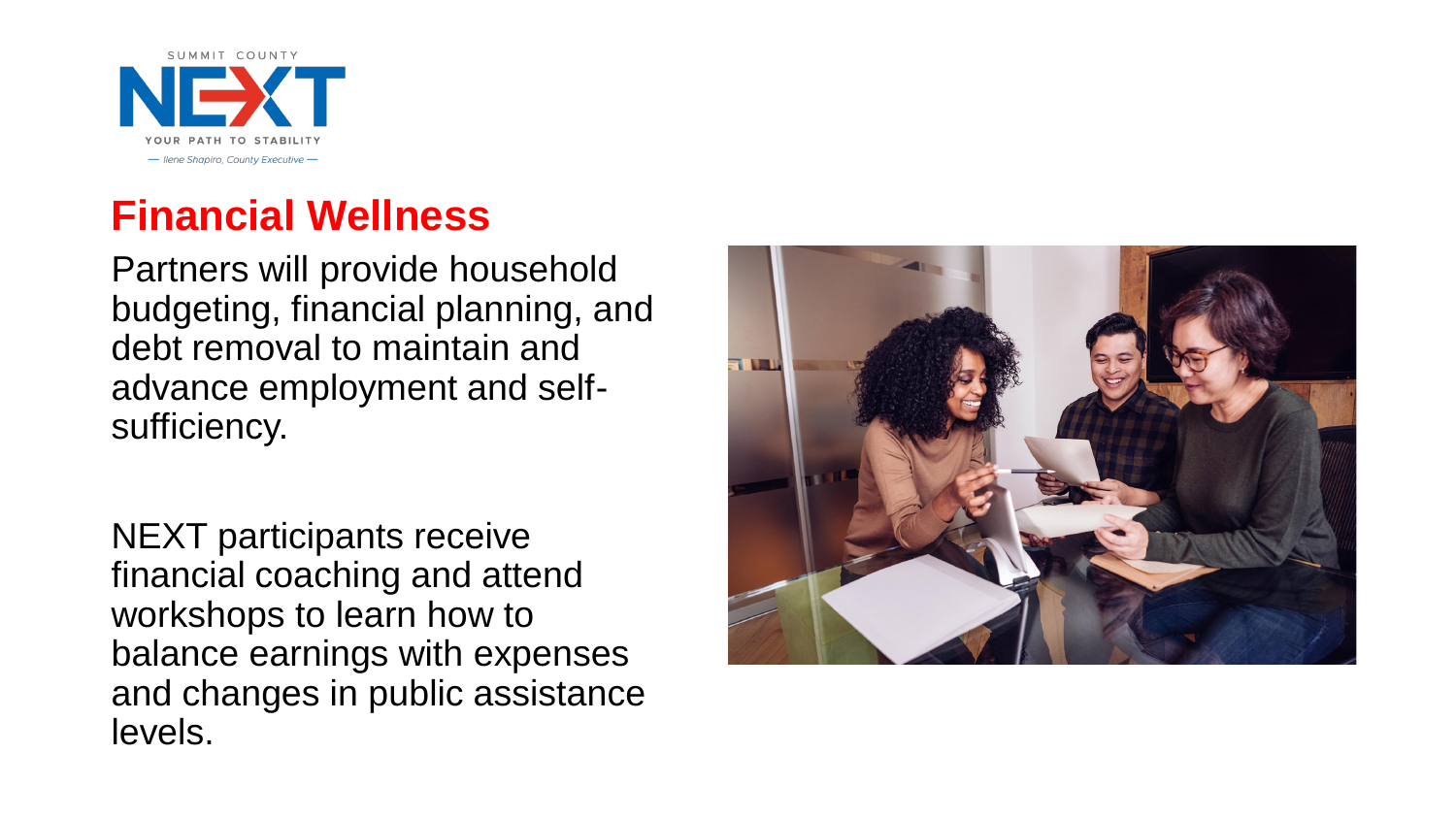SUMMIT COUNTY NEXT YOUR PATH TO STABILITY — Ilene Shapiro, County Executive —

## Financial Wellness

Partners will provide household budgeting, financial planning, and debt removal to maintain and advance employment and self-sufficiency.

NEXT participants receive financial coaching and attend workshops to learn how to balance earnings with expenses and changes in public assistance levels.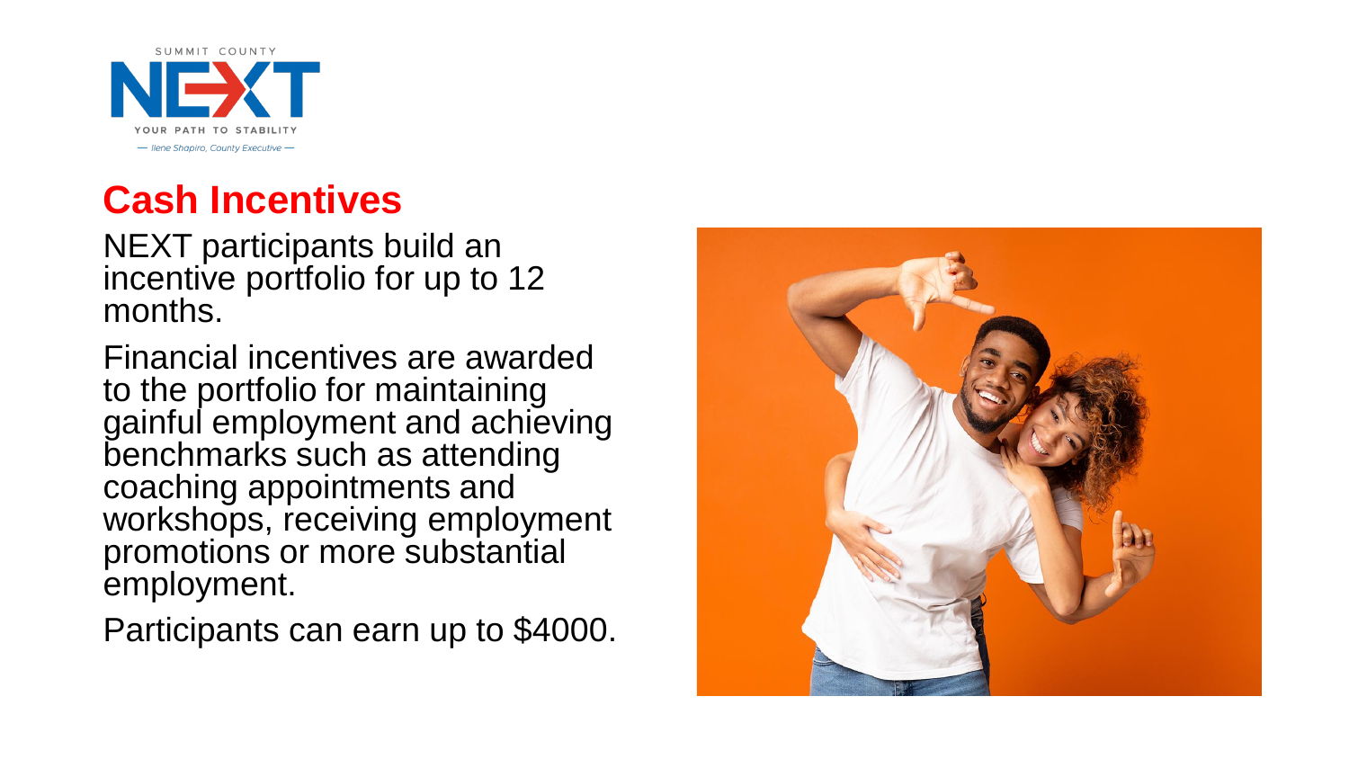SUMMIT COUNTY

NEXT

YOUR PATH TO STABILITY

— Ilene Shapiro, County Executive —

## Cash Incentives

NEXT participants build an incentive portfolio for up to 12 months.

Financial incentives are awarded to the portfolio for maintaining gainful employment and achieving benchmarks such as attending coaching appointments and workshops, receiving employment promotions or more substantial employment.

Participants can earn up to $4000.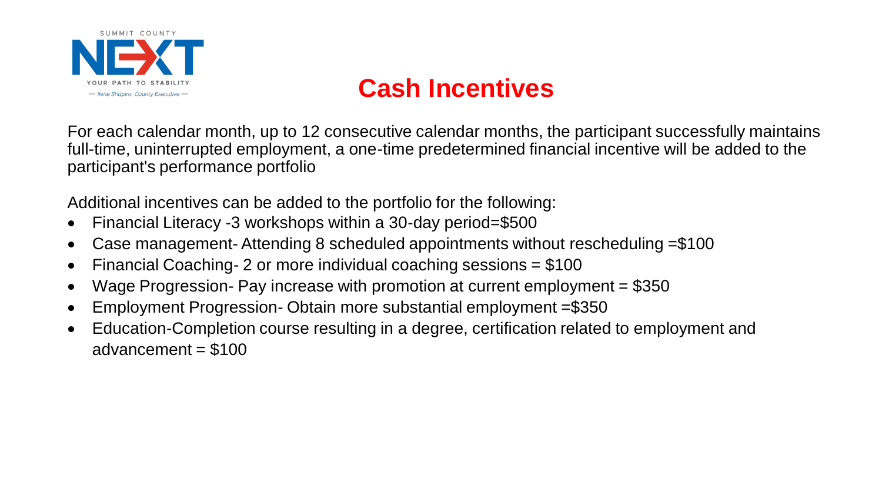# Cash Incentives

For each calendar month, up to 12 consecutive calendar months, the participant successfully maintains full-time, uninterrupted employment, a one-time predetermined financial incentive will be added to the participant's performance portfolio

Additional incentives can be added to the portfolio for the following:

- Financial Literacy -3 workshops within a 30-day period=$500
- Case management- Attending 8 scheduled appointments without rescheduling =$100
- Financial Coaching- 2 or more individual coaching sessions = $100
- Wage Progression- Pay increase with promotion at current employment = $350
- Employment Progression- Obtain more substantial employment =$350
- Education-Completion course resulting in a degree, certification related to employment and advancement = $100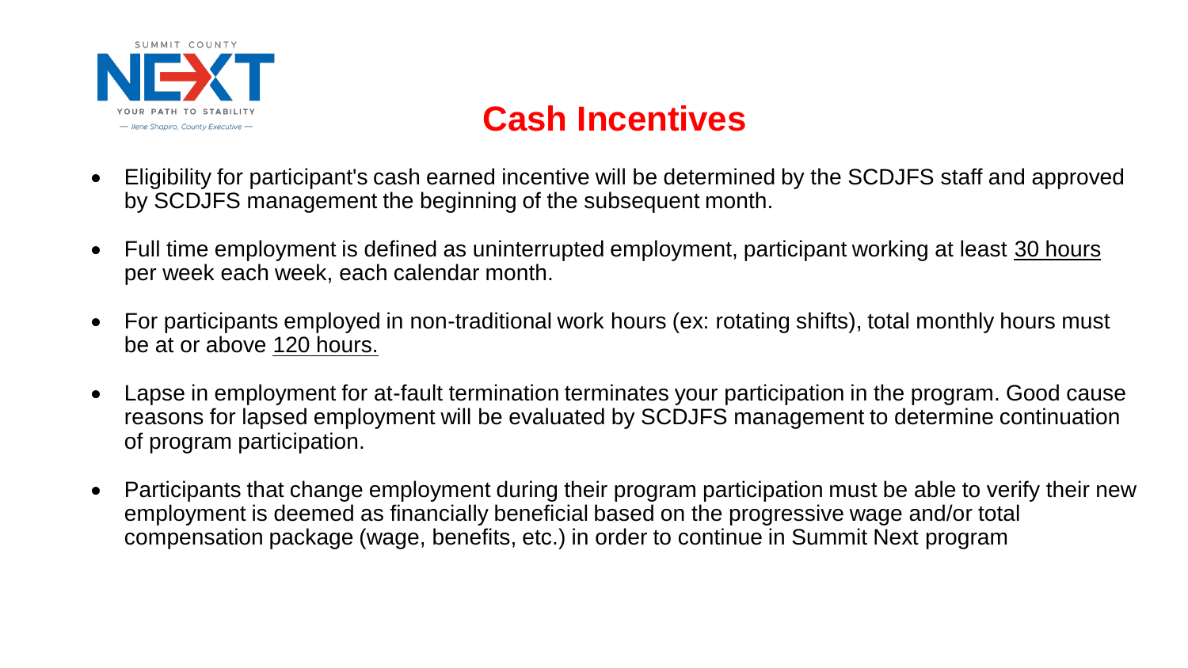# Cash Incentives

- Eligibility for participant's cash earned incentive will be determined by the SCDJFS staff and approved by SCDJFS management the beginning of the subsequent month.
- Full time employment is defined as uninterrupted employment, participant working at least 30 hours per week each week, each calendar month.
- For participants employed in non-traditional work hours (ex: rotating shifts), total monthly hours must be at or above 120 hours.
- Lapse in employment for at-fault termination terminates your participation in the program. Good cause reasons for lapsed employment will be evaluated by SCDJFS management to determine continuation of program participation.
- Participants that change employment during their program participation must be able to verify their new employment is deemed as financially beneficial based on the progressive wage and/or total compensation package (wage, benefits, etc.) in order to continue in Summit Next program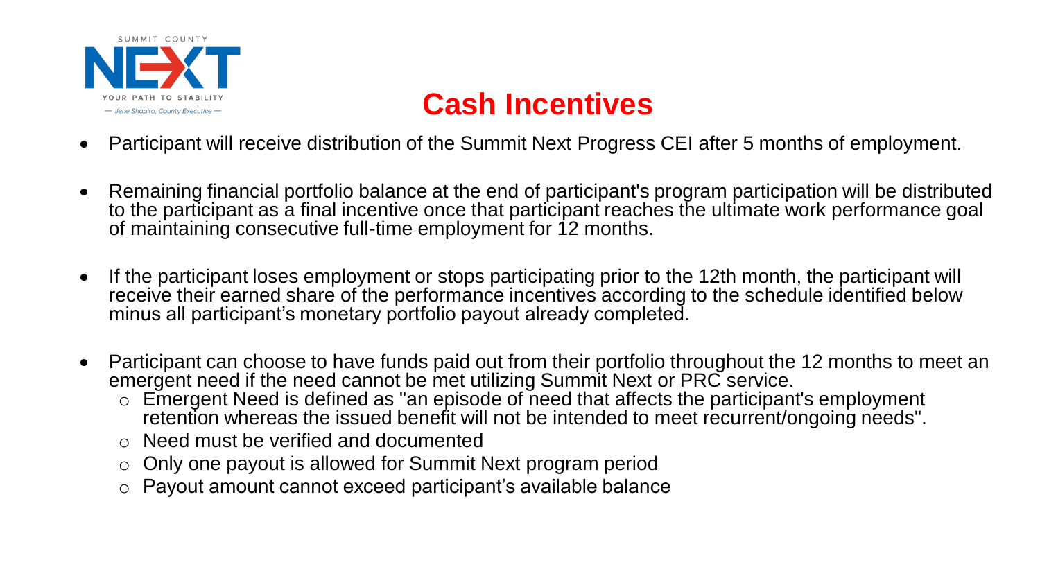# Cash Incentives

- Participant will receive distribution of the Summit Next Progress CEI after 5 months of employment.
- Remaining financial portfolio balance at the end of participant's program participation will be distributed to the participant as a final incentive once that participant reaches the ultimate work performance goal of maintaining consecutive full-time employment for 12 months.
- If the participant loses employment or stops participating prior to the 12th month, the participant will receive their earned share of the performance incentives according to the schedule identified below minus all participant's monetary portfolio payout already completed.
- Participant can choose to have funds paid out from their portfolio throughout the 12 months to meet an emergent need if the need cannot be met utilizing Summit Next or PRC service.
  - Emergent Need is defined as "an episode of need that affects the participant's employment retention whereas the issued benefit will not be intended to meet recurrent/ongoing needs".
  - Need must be verified and documented
  - Only one payout is allowed for Summit Next program period
  - Payout amount cannot exceed participant's available balance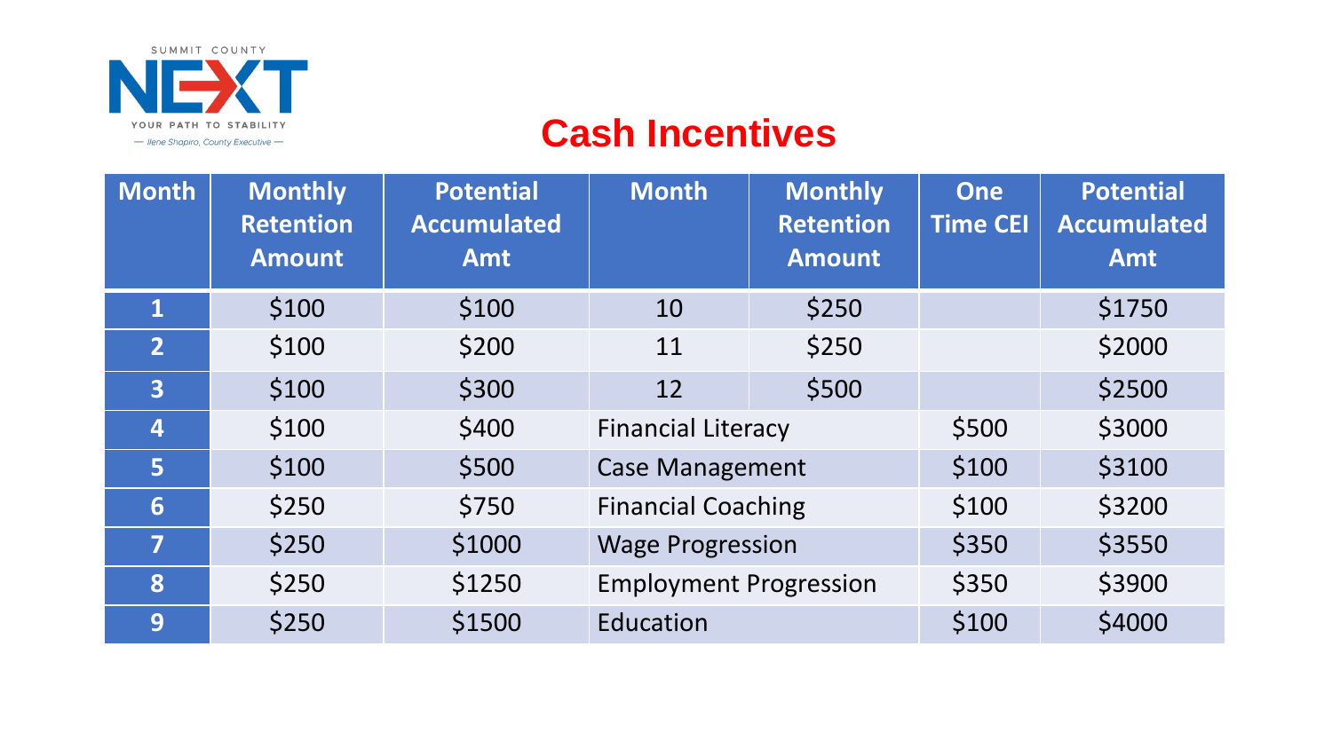SUMMIT COUNTY NEXT

YOUR PATH TO STABILITY

— Ilene Shapiro, County Executive —

# Cash Incentives

| Month | Monthly Retention Amount | Potential Accumulated Amt | Month | Monthly Retention Amount | One Time CEI | Potential Accumulated Amt |
|---|---|---|---|---|---|---|
| 1 | $100 | $100 | 10 | $250 | | $1750 |
| 2 | $100 | $200 | 11 | $250 | | $2000 |
| 3 | $100 | $300 | 12 | $500 | | $2500 |
| 4 | $100 | $400 | Financial Literacy | | $500 | $3000 |
| 5 | $100 | $500 | Case Management | | $100 | $3100 |
| 6 | $250 | $750 | Financial Coaching | | $100 | $3200 |
| 7 | $250 | $1000 | Wage Progression | | $350 | $3550 |
| 8 | $250 | $1250 | Employment Progression | | $350 | $3900 |
| 9 | $250 | $1500 | Education | | $100 | $4000 |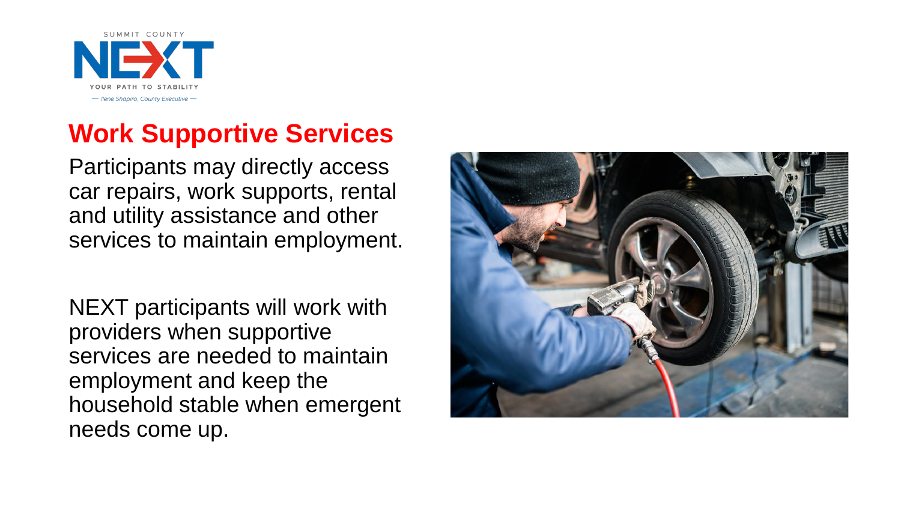SUMMIT COUNTY

NEXT

YOUR PATH TO STABILITY

— Ilene Shapiro, County Executive —

## Work Supportive Services

Participants may directly access car repairs, work supports, rental and utility assistance and other services to maintain employment.

NEXT participants will work with providers when supportive services are needed to maintain employment and keep the household stable when emergent needs come up.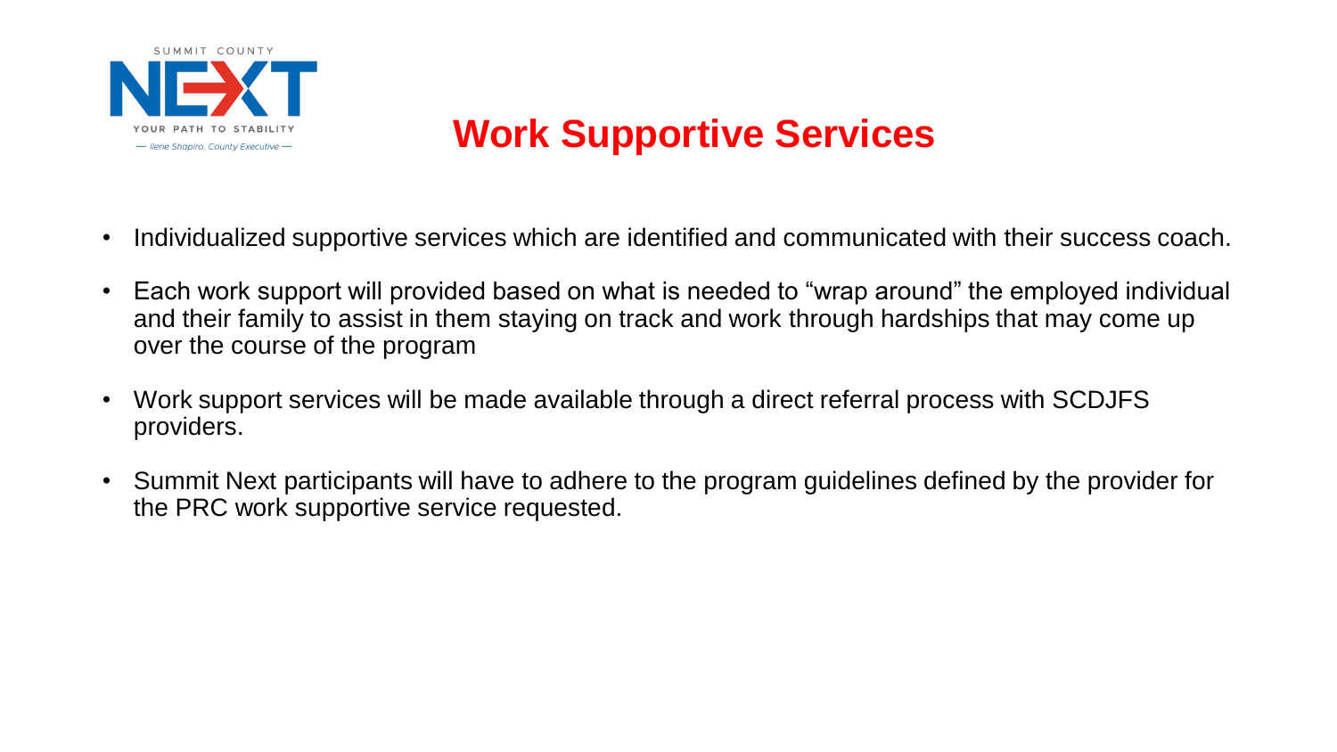# Work Supportive Services

- Individualized supportive services which are identified and communicated with their success coach.
- Each work support will provided based on what is needed to "wrap around" the employed individual and their family to assist in them staying on track and work through hardships that may come up over the course of the program
- Work support services will be made available through a direct referral process with SCDJFS providers.
- Summit Next participants will have to adhere to the program guidelines defined by the provider for the PRC work supportive service requested.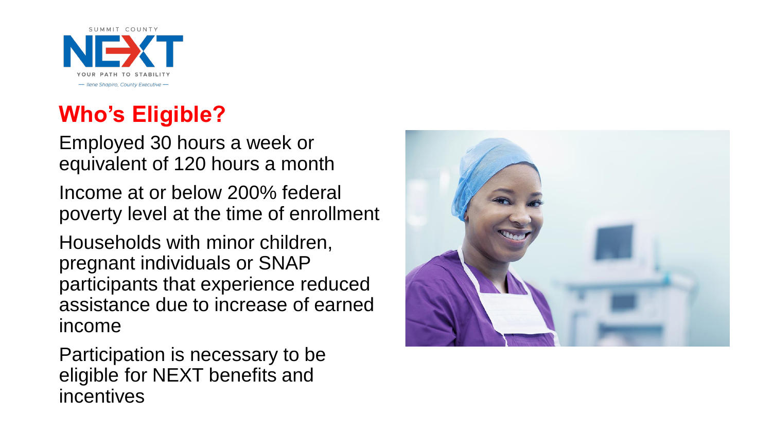SUMMIT COUNTY

NEXT

YOUR PATH TO STABILITY

— Ilene Shapiro, County Executive —

## Who's Eligible?

Employed 30 hours a week or equivalent of 120 hours a month

Income at or below 200% federal poverty level at the time of enrollment

Households with minor children, pregnant individuals or SNAP participants that experience reduced assistance due to increase of earned income

Participation is necessary to be eligible for NEXT benefits and incentives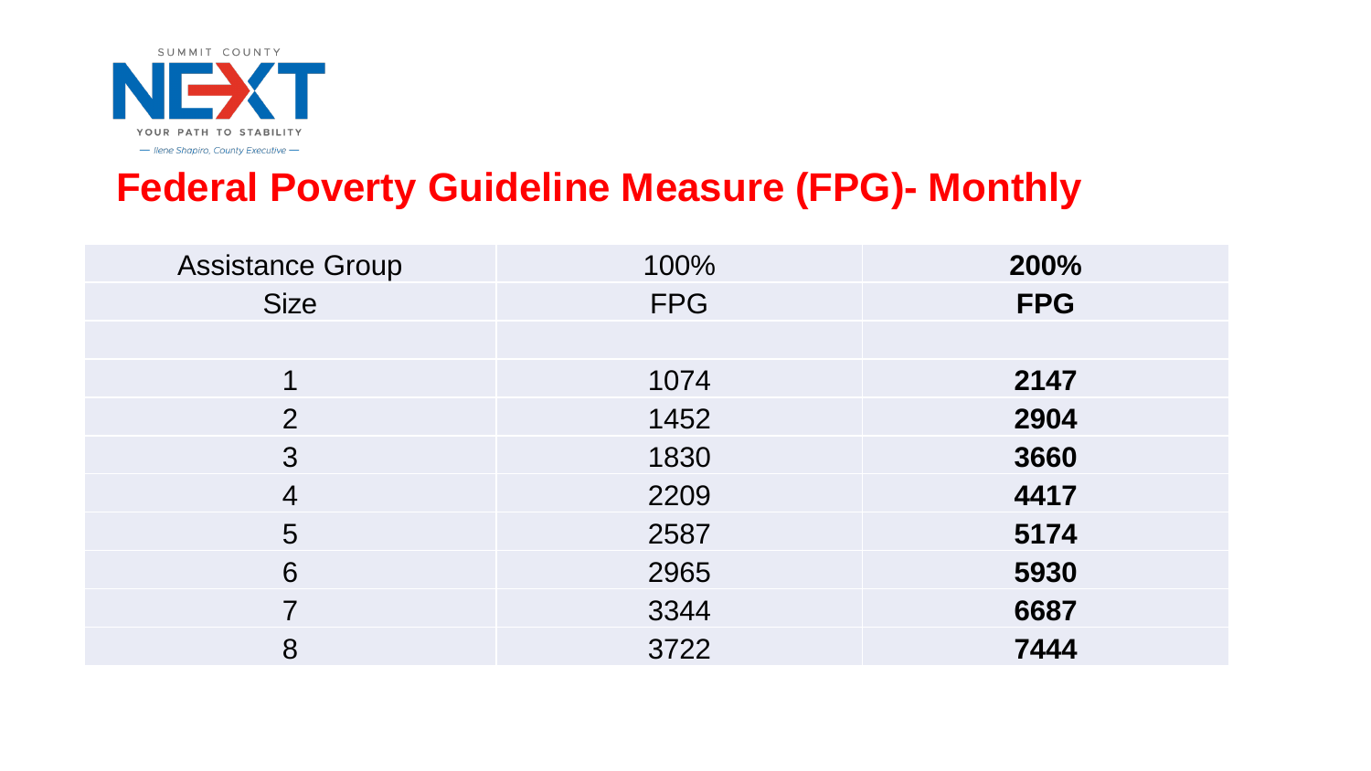SUMMIT COUNTY

NEXT

YOUR PATH TO STABILITY

— Ilene Shapiro, County Executive —

# Federal Poverty Guideline Measure (FPG)- Monthly

| Assistance Group Size | 100% FPG | **200% FPG** |
|---|---|---|
| | | |
| 1 | 1074 | **2147** |
| 2 | 1452 | **2904** |
| 3 | 1830 | **3660** |
| 4 | 2209 | **4417** |
| 5 | 2587 | **5174** |
| 6 | 2965 | **5930** |
| 7 | 3344 | **6687** |
| 8 | 3722 | **7444** |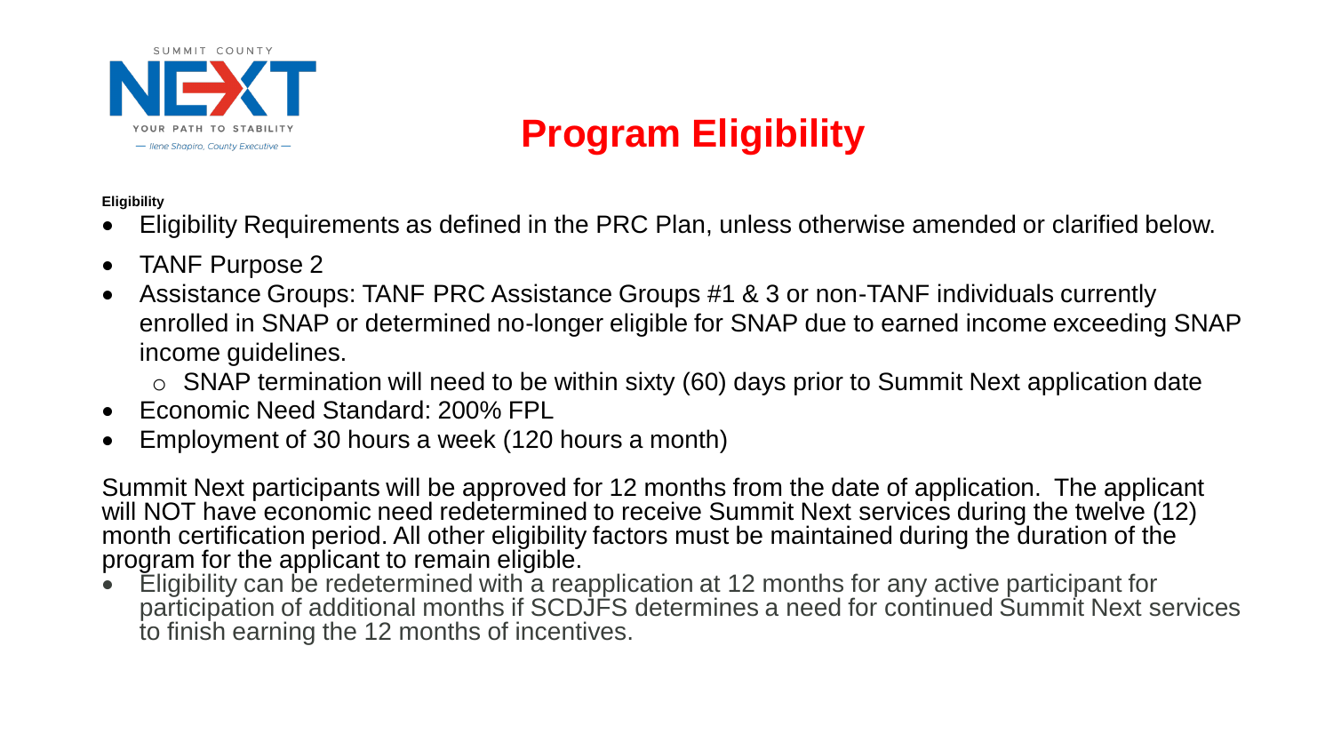# Program Eligibility

**Eligibility**

- Eligibility Requirements as defined in the PRC Plan, unless otherwise amended or clarified below.
- TANF Purpose 2
- Assistance Groups: TANF PRC Assistance Groups #1 & 3 or non-TANF individuals currently enrolled in SNAP or determined no-longer eligible for SNAP due to earned income exceeding SNAP income guidelines.
  - SNAP termination will need to be within sixty (60) days prior to Summit Next application date
- Economic Need Standard: 200% FPL
- Employment of 30 hours a week (120 hours a month)

Summit Next participants will be approved for 12 months from the date of application. The applicant will NOT have economic need redetermined to receive Summit Next services during the twelve (12) month certification period. All other eligibility factors must be maintained during the duration of the program for the applicant to remain eligible.

- Eligibility can be redetermined with a reapplication at 12 months for any active participant for participation of additional months if SCDJFS determines a need for continued Summit Next services to finish earning the 12 months of incentives.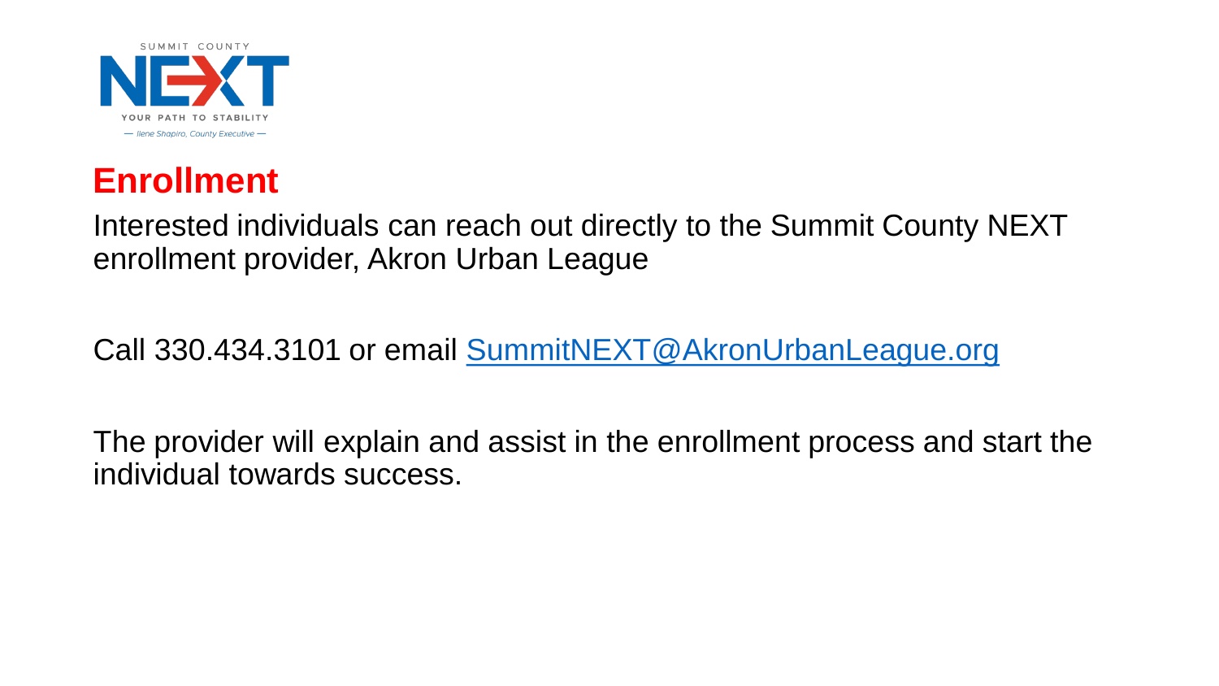SUMMIT COUNTY

NEXT

YOUR PATH TO STABILITY

— Ilene Shapiro, County Executive —

# Enrollment

Interested individuals can reach out directly to the Summit County NEXT enrollment provider, Akron Urban League

Call 330.434.3101 or email SummitNEXT@AkronUrbanLeague.org

The provider will explain and assist in the enrollment process and start the individual towards success.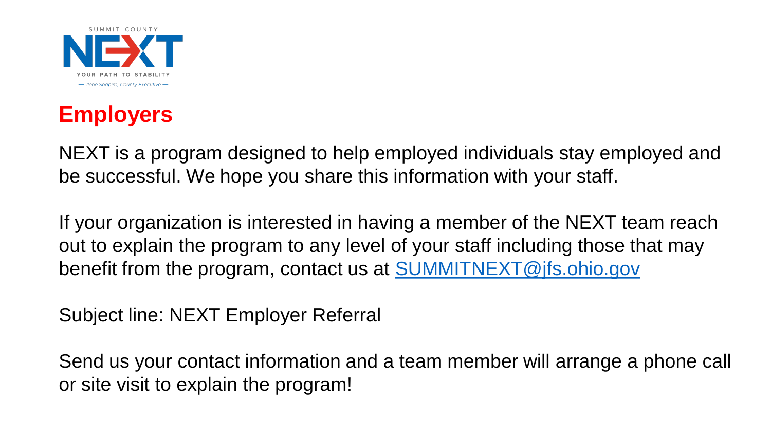SUMMIT COUNTY

NEXT

YOUR PATH TO STABILITY

— Ilene Shapiro, County Executive —

# Employers

NEXT is a program designed to help employed individuals stay employed and be successful. We hope you share this information with your staff.

If your organization is interested in having a member of the NEXT team reach out to explain the program to any level of your staff including those that may benefit from the program, contact us at SUMMITNEXT@jfs.ohio.gov

Subject line: NEXT Employer Referral

Send us your contact information and a team member will arrange a phone call or site visit to explain the program!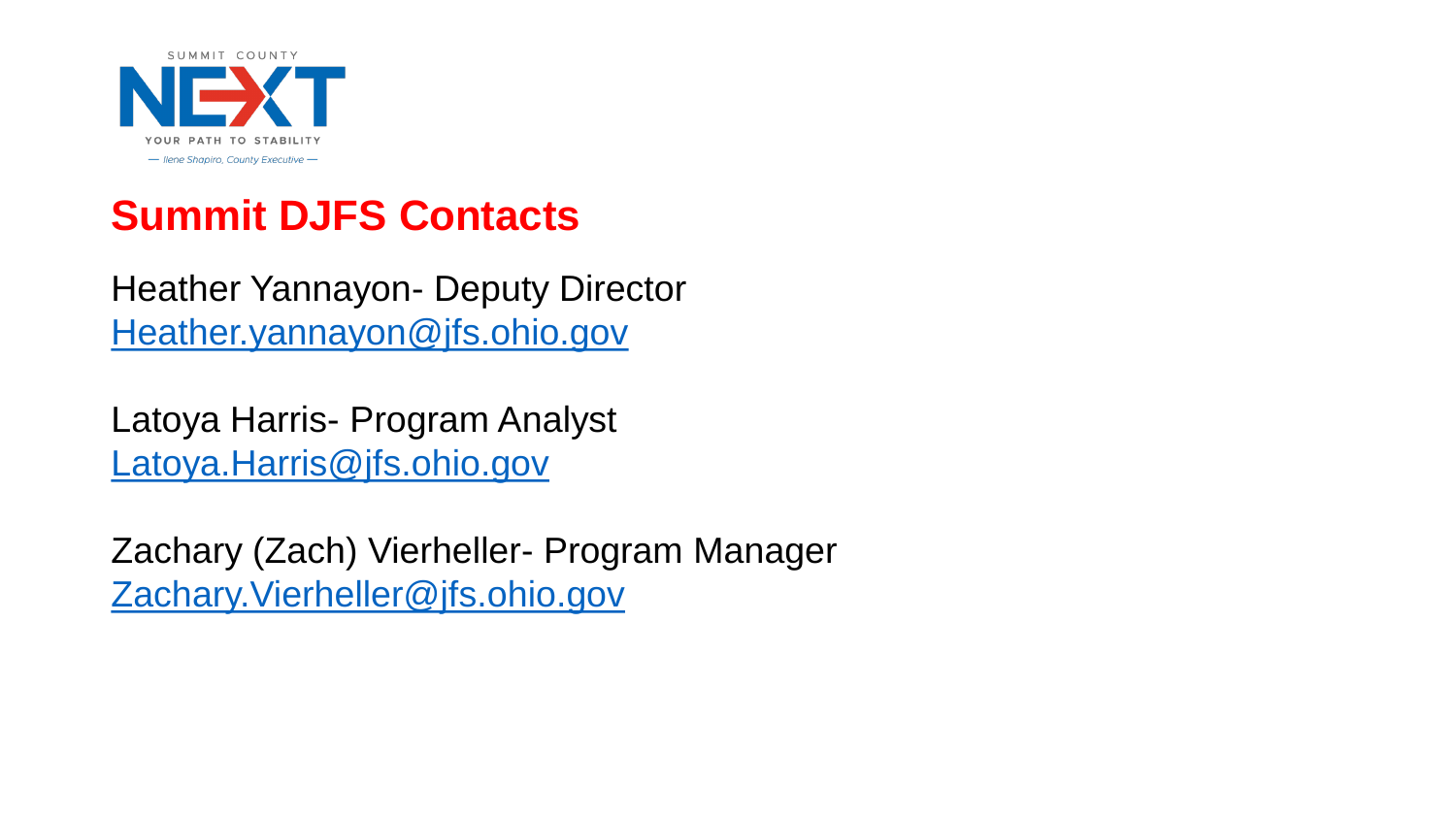SUMMIT COUNTY

NEXT

YOUR PATH TO STABILITY

— Ilene Shapiro, County Executive —

## Summit DJFS Contacts

Heather Yannayon- Deputy Director
Heather.yannayon@jfs.ohio.gov

Latoya Harris- Program Analyst
Latoya.Harris@jfs.ohio.gov

Zachary (Zach) Vierheller- Program Manager
Zachary.Vierheller@jfs.ohio.gov